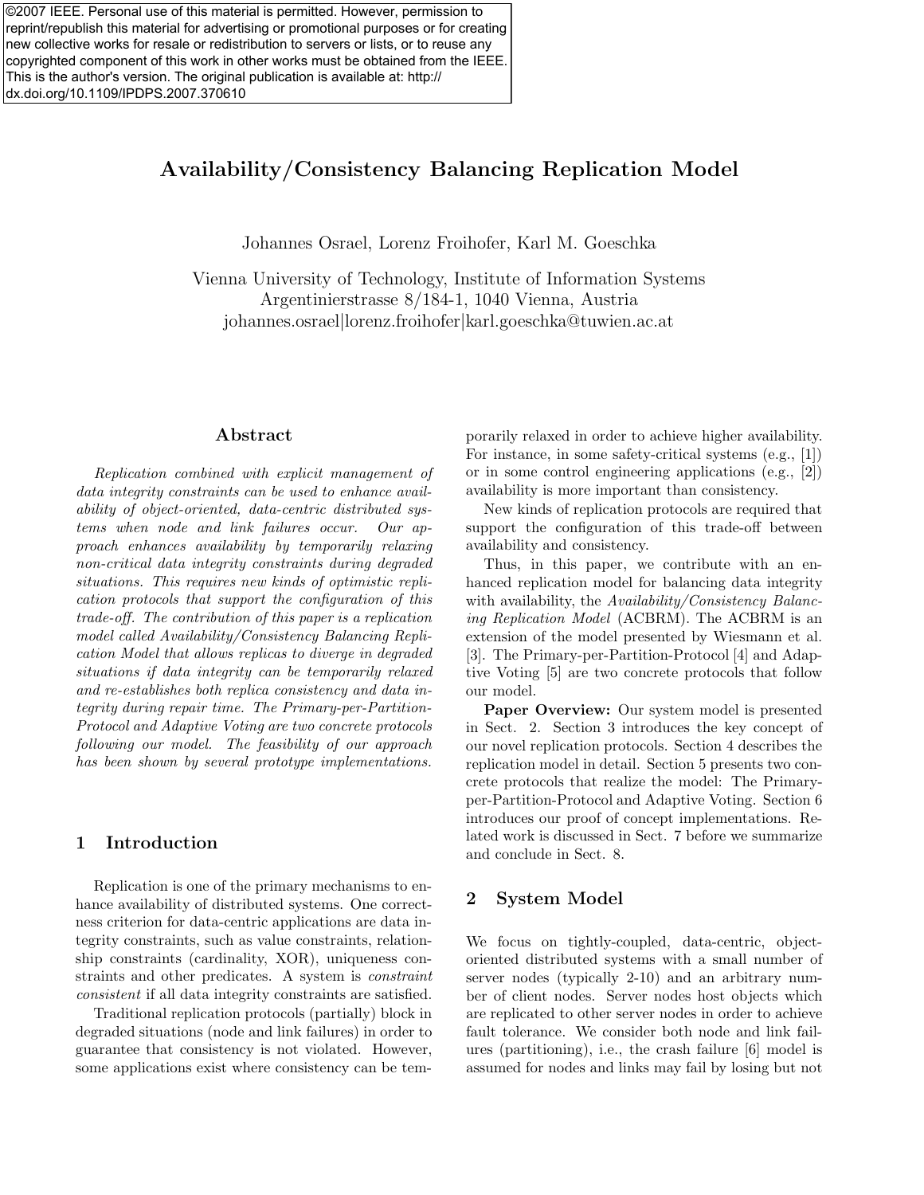©2007 IEEE. Personal use of this material is permitted. However, permission to reprint/republish this material for advertising or promotional purposes or for creating new collective works for resale or redistribution to servers or lists, or to reuse any copyrighted component of this work in other works must be obtained from the IEEE. This is the author's version. The original publication is available at: http://dx.doi.org/10.1109/IPDPS.2007.370610

# Availability/Consistency Balancing Replication Model

Johannes Osrael, Lorenz Froihofer, Karl M. Goeschka

Vienna University of Technology, Institute of Information Systems
Argentinierstrasse 8/184-1, 1040 Vienna, Austria
johannes.osrael|lorenz.froihofer|karl.goeschka@tuwien.ac.at

## Abstract

*Replication combined with explicit management of data integrity constraints can be used to enhance availability of object-oriented, data-centric distributed systems when node and link failures occur. Our approach enhances availability by temporarily relaxing non-critical data integrity constraints during degraded situations. This requires new kinds of optimistic replication protocols that support the configuration of this trade-off. The contribution of this paper is a replication model called Availability/Consistency Balancing Replication Model that allows replicas to diverge in degraded situations if data integrity can be temporarily relaxed and re-establishes both replica consistency and data integrity during repair time. The Primary-per-Partition-Protocol and Adaptive Voting are two concrete protocols following our model. The feasibility of our approach has been shown by several prototype implementations.*

## 1 Introduction

Replication is one of the primary mechanisms to enhance availability of distributed systems. One correctness criterion for data-centric applications are data integrity constraints, such as value constraints, relationship constraints (cardinality, XOR), uniqueness constraints and other predicates. A system is *constraint consistent* if all data integrity constraints are satisfied.

Traditional replication protocols (partially) block in degraded situations (node and link failures) in order to guarantee that consistency is not violated. However, some applications exist where consistency can be temporarily relaxed in order to achieve higher availability. For instance, in some safety-critical systems (e.g., [1]) or in some control engineering applications (e.g., [2]) availability is more important than consistency.

New kinds of replication protocols are required that support the configuration of this trade-off between availability and consistency.

Thus, in this paper, we contribute with an enhanced replication model for balancing data integrity with availability, the *Availability/Consistency Balancing Replication Model* (ACBRM). The ACBRM is an extension of the model presented by Wiesmann et al. [3]. The Primary-per-Partition-Protocol [4] and Adaptive Voting [5] are two concrete protocols that follow our model.

**Paper Overview:** Our system model is presented in Sect. 2. Section 3 introduces the key concept of our novel replication protocols. Section 4 describes the replication model in detail. Section 5 presents two concrete protocols that realize the model: The Primary-per-Partition-Protocol and Adaptive Voting. Section 6 introduces our proof of concept implementations. Related work is discussed in Sect. 7 before we summarize and conclude in Sect. 8.

## 2 System Model

We focus on tightly-coupled, data-centric, object-oriented distributed systems with a small number of server nodes (typically 2-10) and an arbitrary number of client nodes. Server nodes host objects which are replicated to other server nodes in order to achieve fault tolerance. We consider both node and link failures (partitioning), i.e., the crash failure [6] model is assumed for nodes and links may fail by losing but not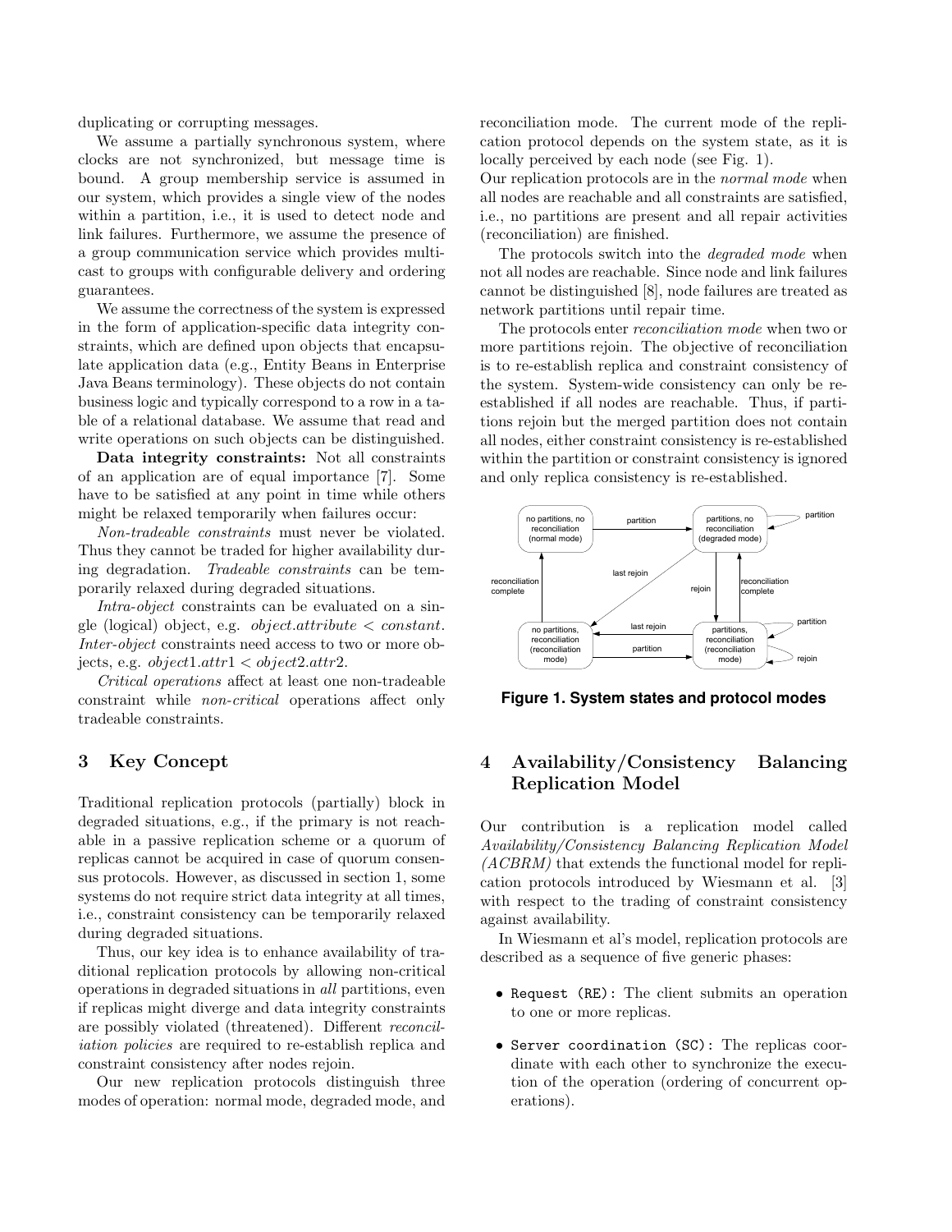duplicating or corrupting messages.

We assume a partially synchronous system, where clocks are not synchronized, but message time is bound. A group membership service is assumed in our system, which provides a single view of the nodes within a partition, i.e., it is used to detect node and link failures. Furthermore, we assume the presence of a group communication service which provides multicast to groups with configurable delivery and ordering guarantees.

We assume the correctness of the system is expressed in the form of application-specific data integrity constraints, which are defined upon objects that encapsulate application data (e.g., Entity Beans in Enterprise Java Beans terminology). These objects do not contain business logic and typically correspond to a row in a table of a relational database. We assume that read and write operations on such objects can be distinguished.

**Data integrity constraints:** Not all constraints of an application are of equal importance [7]. Some have to be satisfied at any point in time while others might be relaxed temporarily when failures occur:

*Non-tradeable constraints* must never be violated. Thus they cannot be traded for higher availability during degradation. *Tradeable constraints* can be temporarily relaxed during degraded situations.

*Intra-object* constraints can be evaluated on a single (logical) object, e.g. $object.attribute < constant$. *Inter-object* constraints need access to two or more objects, e.g. $object1.attr1 < object2.attr2$.

*Critical operations* affect at least one non-tradeable constraint while *non-critical* operations affect only tradeable constraints.

## 3 Key Concept

Traditional replication protocols (partially) block in degraded situations, e.g., if the primary is not reachable in a passive replication scheme or a quorum of replicas cannot be acquired in case of quorum consensus protocols. However, as discussed in section 1, some systems do not require strict data integrity at all times, i.e., constraint consistency can be temporarily relaxed during degraded situations.

Thus, our key idea is to enhance availability of traditional replication protocols by allowing non-critical operations in degraded situations in *all* partitions, even if replicas might diverge and data integrity constraints are possibly violated (threatened). Different *reconciliation policies* are required to re-establish replica and constraint consistency after nodes rejoin.

Our new replication protocols distinguish three modes of operation: normal mode, degraded mode, and reconciliation mode. The current mode of the replication protocol depends on the system state, as it is locally perceived by each node (see Fig. 1).
Our replication protocols are in the *normal mode* when all nodes are reachable and all constraints are satisfied, i.e., no partitions are present and all repair activities (reconciliation) are finished.

The protocols switch into the *degraded mode* when not all nodes are reachable. Since node and link failures cannot be distinguished [8], node failures are treated as network partitions until repair time.

The protocols enter *reconciliation mode* when two or more partitions rejoin. The objective of reconciliation is to re-establish replica and constraint consistency of the system. System-wide consistency can only be re-established if all nodes are reachable. Thus, if partitions rejoin but the merged partition does not contain all nodes, either constraint consistency is re-established within the partition or constraint consistency is ignored and only replica consistency is re-established.

no partitions, no reconciliation (normal mode)
partition
partitions, no reconciliation (degraded mode)
partition
last rejoin
reconciliation complete
rejoin
reconciliation complete
no partitions, reconciliation (reconciliation mode)
last rejoin
partition
partitions, reconciliation (reconciliation mode)
partition
rejoin

**Figure 1. System states and protocol modes**

## 4 Availability/Consistency Balancing Replication Model

Our contribution is a replication model called *Availability/Consistency Balancing Replication Model (ACBRM)* that extends the functional model for replication protocols introduced by Wiesmann et al. [3] with respect to the trading of constraint consistency against availability.

In Wiesmann et al's model, replication protocols are described as a sequence of five generic phases:

- `Request (RE):` The client submits an operation to one or more replicas.
- `Server coordination (SC):` The replicas coordinate with each other to synchronize the execution of the operation (ordering of concurrent operations).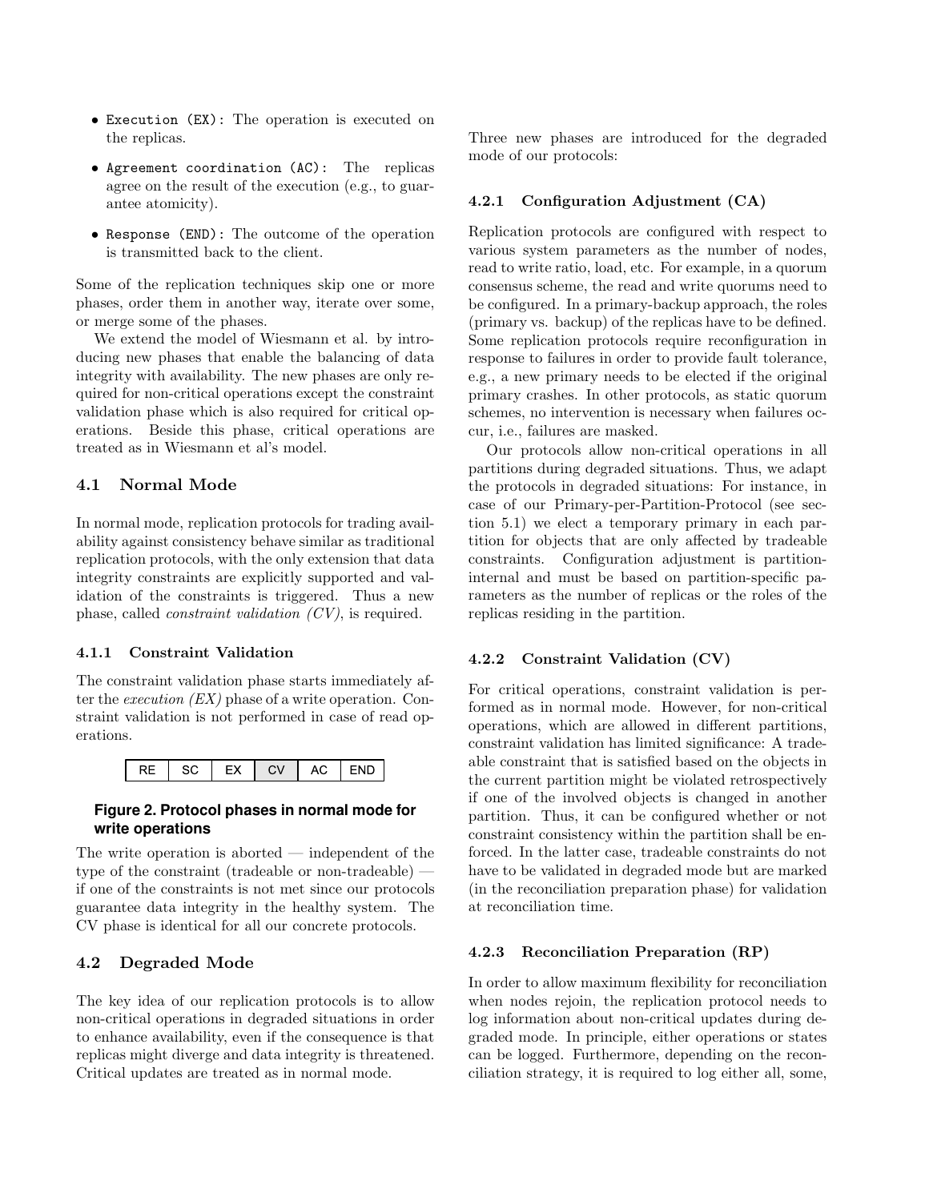- `Execution (EX):` The operation is executed on the replicas.
- `Agreement coordination (AC):` The replicas agree on the result of the execution (e.g., to guarantee atomicity).
- `Response (END):` The outcome of the operation is transmitted back to the client.

Some of the replication techniques skip one or more phases, order them in another way, iterate over some, or merge some of the phases.

We extend the model of Wiesmann et al. by introducing new phases that enable the balancing of data integrity with availability. The new phases are only required for non-critical operations except the constraint validation phase which is also required for critical operations. Beside this phase, critical operations are treated as in Wiesmann et al's model.

## 4.1 Normal Mode

In normal mode, replication protocols for trading availability against consistency behave similar as traditional replication protocols, with the only extension that data integrity constraints are explicitly supported and validation of the constraints is triggered. Thus a new phase, called *constraint validation (CV)*, is required.

### 4.1.1 Constraint Validation

The constraint validation phase starts immediately after the *execution (EX)* phase of a write operation. Constraint validation is not performed in case of read operations.

| RE | SC | EX | CV | AC | END |
|---|---|---|---|---|---|

**Figure 2. Protocol phases in normal mode for write operations**

The write operation is aborted — independent of the type of the constraint (tradeable or non-tradeable) — if one of the constraints is not met since our protocols guarantee data integrity in the healthy system. The CV phase is identical for all our concrete protocols.

## 4.2 Degraded Mode

The key idea of our replication protocols is to allow non-critical operations in degraded situations in order to enhance availability, even if the consequence is that replicas might diverge and data integrity is threatened. Critical updates are treated as in normal mode.

Three new phases are introduced for the degraded mode of our protocols:

### 4.2.1 Configuration Adjustment (CA)

Replication protocols are configured with respect to various system parameters as the number of nodes, read to write ratio, load, etc. For example, in a quorum consensus scheme, the read and write quorums need to be configured. In a primary-backup approach, the roles (primary vs. backup) of the replicas have to be defined. Some replication protocols require reconfiguration in response to failures in order to provide fault tolerance, e.g., a new primary needs to be elected if the original primary crashes. In other protocols, as static quorum schemes, no intervention is necessary when failures occur, i.e., failures are masked.

Our protocols allow non-critical operations in all partitions during degraded situations. Thus, we adapt the protocols in degraded situations: For instance, in case of our Primary-per-Partition-Protocol (see section 5.1) we elect a temporary primary in each partition for objects that are only affected by tradeable constraints. Configuration adjustment is partition-internal and must be based on partition-specific parameters as the number of replicas or the roles of the replicas residing in the partition.

### 4.2.2 Constraint Validation (CV)

For critical operations, constraint validation is performed as in normal mode. However, for non-critical operations, which are allowed in different partitions, constraint validation has limited significance: A tradeable constraint that is satisfied based on the objects in the current partition might be violated retrospectively if one of the involved objects is changed in another partition. Thus, it can be configured whether or not constraint consistency within the partition shall be enforced. In the latter case, tradeable constraints do not have to be validated in degraded mode but are marked (in the reconciliation preparation phase) for validation at reconciliation time.

### 4.2.3 Reconciliation Preparation (RP)

In order to allow maximum flexibility for reconciliation when nodes rejoin, the replication protocol needs to log information about non-critical updates during degraded mode. In principle, either operations or states can be logged. Furthermore, depending on the reconciliation strategy, it is required to log either all, some,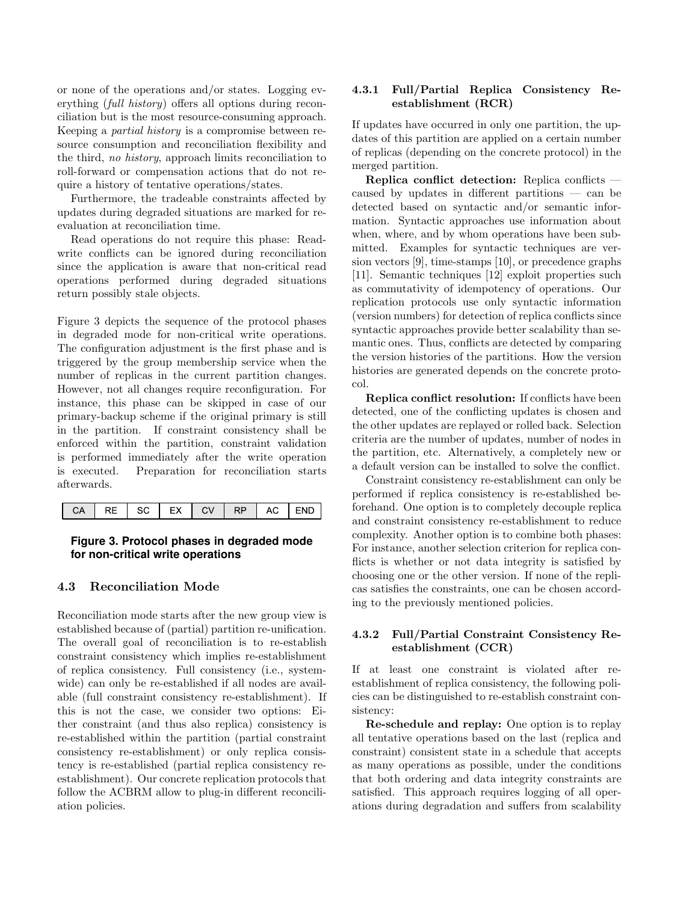or none of the operations and/or states. Logging everything (*full history*) offers all options during reconciliation but is the most resource-consuming approach. Keeping a *partial history* is a compromise between resource consumption and reconciliation flexibility and the third, *no history*, approach limits reconciliation to roll-forward or compensation actions that do not require a history of tentative operations/states.

Furthermore, the tradeable constraints affected by updates during degraded situations are marked for re-evaluation at reconciliation time.

Read operations do not require this phase: Read-write conflicts can be ignored during reconciliation since the application is aware that non-critical read operations performed during degraded situations return possibly stale objects.

Figure 3 depicts the sequence of the protocol phases in degraded mode for non-critical write operations. The configuration adjustment is the first phase and is triggered by the group membership service when the number of replicas in the current partition changes. However, not all changes require reconfiguration. For instance, this phase can be skipped in case of our primary-backup scheme if the original primary is still in the partition. If constraint consistency shall be enforced within the partition, constraint validation is performed immediately after the write operation is executed. Preparation for reconciliation starts afterwards.

| | | | | | | | |
|---|---|---|---|---|---|---|---|
| CA | RE | SC | EX | CV | RP | AC | END |

**Figure 3. Protocol phases in degraded mode for non-critical write operations**

### 4.3 Reconciliation Mode

Reconciliation mode starts after the new group view is established because of (partial) partition re-unification. The overall goal of reconciliation is to re-establish constraint consistency which implies re-establishment of replica consistency. Full consistency (i.e., system-wide) can only be re-established if all nodes are available (full constraint consistency re-establishment). If this is not the case, we consider two options: Either constraint (and thus also replica) consistency is re-established within the partition (partial constraint consistency re-establishment) or only replica consistency is re-established (partial replica consistency re-establishment). Our concrete replication protocols that follow the ACBRM allow to plug-in different reconciliation policies.

#### 4.3.1 Full/Partial Replica Consistency Re-establishment (RCR)

If updates have occurred in only one partition, the updates of this partition are applied on a certain number of replicas (depending on the concrete protocol) in the merged partition.

**Replica conflict detection:** Replica conflicts — caused by updates in different partitions — can be detected based on syntactic and/or semantic information. Syntactic approaches use information about when, where, and by whom operations have been submitted. Examples for syntactic techniques are version vectors [9], time-stamps [10], or precedence graphs [11]. Semantic techniques [12] exploit properties such as commutativity of idempotency of operations. Our replication protocols use only syntactic information (version numbers) for detection of replica conflicts since syntactic approaches provide better scalability than semantic ones. Thus, conflicts are detected by comparing the version histories of the partitions. How the version histories are generated depends on the concrete protocol.

**Replica conflict resolution:** If conflicts have been detected, one of the conflicting updates is chosen and the other updates are replayed or rolled back. Selection criteria are the number of updates, number of nodes in the partition, etc. Alternatively, a completely new or a default version can be installed to solve the conflict.

Constraint consistency re-establishment can only be performed if replica consistency is re-established beforehand. One option is to completely decouple replica and constraint consistency re-establishment to reduce complexity. Another option is to combine both phases: For instance, another selection criterion for replica conflicts is whether or not data integrity is satisfied by choosing one or the other version. If none of the replicas satisfies the constraints, one can be chosen according to the previously mentioned policies.

#### 4.3.2 Full/Partial Constraint Consistency Re-establishment (CCR)

If at least one constraint is violated after re-establishment of replica consistency, the following policies can be distinguished to re-establish constraint consistency:

**Re-schedule and replay:** One option is to replay all tentative operations based on the last (replica and constraint) consistent state in a schedule that accepts as many operations as possible, under the conditions that both ordering and data integrity constraints are satisfied. This approach requires logging of all operations during degradation and suffers from scalability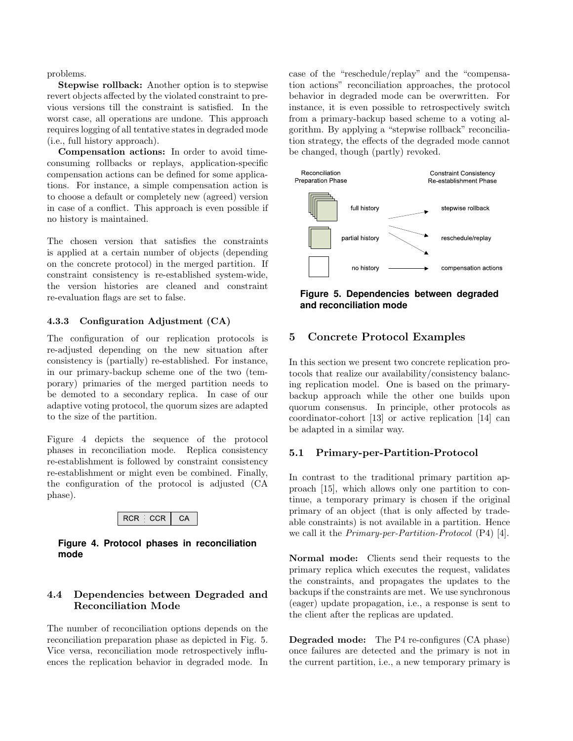problems.

**Stepwise rollback:** Another option is to stepwise revert objects affected by the violated constraint to previous versions till the constraint is satisfied. In the worst case, all operations are undone. This approach requires logging of all tentative states in degraded mode (i.e., full history approach).

**Compensation actions:** In order to avoid time-consuming rollbacks or replays, application-specific compensation actions can be defined for some applications. For instance, a simple compensation action is to choose a default or completely new (agreed) version in case of a conflict. This approach is even possible if no history is maintained.

The chosen version that satisfies the constraints is applied at a certain number of objects (depending on the concrete protocol) in the merged partition. If constraint consistency is re-established system-wide, the version histories are cleaned and constraint re-evaluation flags are set to false.

#### 4.3.3 Configuration Adjustment (CA)

The configuration of our replication protocols is re-adjusted depending on the new situation after consistency is (partially) re-established. For instance, in our primary-backup scheme one of the two (temporary) primaries of the merged partition needs to be demoted to a secondary replica. In case of our adaptive voting protocol, the quorum sizes are adapted to the size of the partition.

Figure 4 depicts the sequence of the protocol phases in reconciliation mode. Replica consistency re-establishment is followed by constraint consistency re-establishment or might even be combined. Finally, the configuration of the protocol is adjusted (CA phase).

| RCR ⋮ CCR | CA |
| --- | --- |

**Figure 4. Protocol phases in reconciliation mode**

### 4.4 Dependencies between Degraded and Reconciliation Mode

The number of reconciliation options depends on the reconciliation preparation phase as depicted in Fig. 5. Vice versa, reconciliation mode retrospectively influences the replication behavior in degraded mode. In case of the "reschedule/replay" and the "compensation actions" reconciliation approaches, the protocol behavior in degraded mode can be overwritten. For instance, it is even possible to retrospectively switch from a primary-backup based scheme to a voting algorithm. By applying a "stepwise rollback" reconciliation strategy, the effects of the degraded mode cannot be changed, though (partly) revoked.

| Reconciliation Preparation Phase | | Constraint Consistency Re-establishment Phase |
| --- | --- | --- |
| full history | → | stepwise rollback |
| partial history | → | reschedule/replay |
| partial history | → | compensation actions |
| no history | → | compensation actions |

**Figure 5. Dependencies between degraded and reconciliation mode**

## 5 Concrete Protocol Examples

In this section we present two concrete replication protocols that realize our availability/consistency balancing replication model. One is based on the primary-backup approach while the other one builds upon quorum consensus. In principle, other protocols as coordinator-cohort [13] or active replication [14] can be adapted in a similar way.

### 5.1 Primary-per-Partition-Protocol

In contrast to the traditional primary partition approach [15], which allows only one partition to continue, a temporary primary is chosen if the original primary of an object (that is only affected by tradeable constraints) is not available in a partition. Hence we call it the *Primary-per-Partition-Protocol* (P4) [4].

**Normal mode:** Clients send their requests to the primary replica which executes the request, validates the constraints, and propagates the updates to the backups if the constraints are met. We use synchronous (eager) update propagation, i.e., a response is sent to the client after the replicas are updated.

**Degraded mode:** The P4 re-configures (CA phase) once failures are detected and the primary is not in the current partition, i.e., a new temporary primary is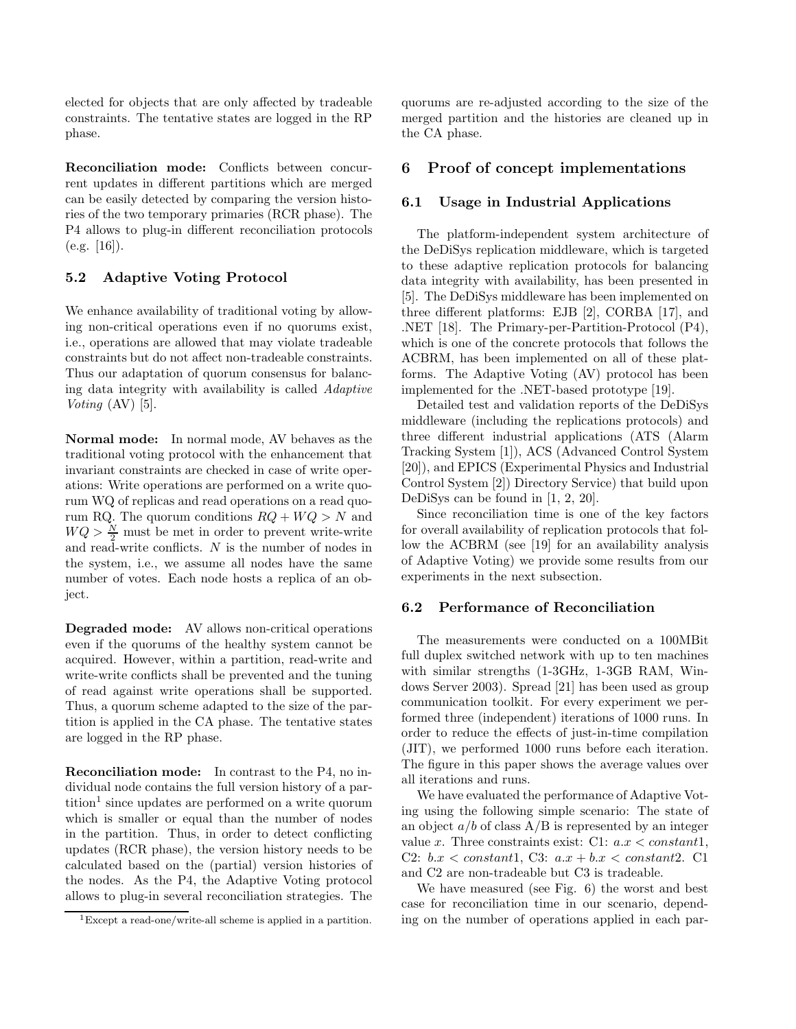elected for objects that are only affected by tradeable constraints. The tentative states are logged in the RP phase.

**Reconciliation mode:** Conflicts between concurrent updates in different partitions which are merged can be easily detected by comparing the version histories of the two temporary primaries (RCR phase). The P4 allows to plug-in different reconciliation protocols (e.g. [16]).

### 5.2 Adaptive Voting Protocol

We enhance availability of traditional voting by allowing non-critical operations even if no quorums exist, i.e., operations are allowed that may violate tradeable constraints but do not affect non-tradeable constraints. Thus our adaptation of quorum consensus for balancing data integrity with availability is called *Adaptive Voting* (AV) [5].

**Normal mode:** In normal mode, AV behaves as the traditional voting protocol with the enhancement that invariant constraints are checked in case of write operations: Write operations are performed on a write quorum WQ of replicas and read operations on a read quorum RQ. The quorum conditions $RQ + WQ > N$ and $WQ > \frac{N}{2}$ must be met in order to prevent write-write and read-write conflicts. $N$ is the number of nodes in the system, i.e., we assume all nodes have the same number of votes. Each node hosts a replica of an object.

**Degraded mode:** AV allows non-critical operations even if the quorums of the healthy system cannot be acquired. However, within a partition, read-write and write-write conflicts shall be prevented and the tuning of read against write operations shall be supported. Thus, a quorum scheme adapted to the size of the partition is applied in the CA phase. The tentative states are logged in the RP phase.

**Reconciliation mode:** In contrast to the P4, no individual node contains the full version history of a partition[1] since updates are performed on a write quorum which is smaller or equal than the number of nodes in the partition. Thus, in order to detect conflicting updates (RCR phase), the version history needs to be calculated based on the (partial) version histories of the nodes. As the P4, the Adaptive Voting protocol allows to plug-in several reconciliation strategies. The quorums are re-adjusted according to the size of the merged partition and the histories are cleaned up in the CA phase.

[1] Except a read-one/write-all scheme is applied in a partition.

## 6 Proof of concept implementations

### 6.1 Usage in Industrial Applications

The platform-independent system architecture of the DeDiSys replication middleware, which is targeted to these adaptive replication protocols for balancing data integrity with availability, has been presented in [5]. The DeDiSys middleware has been implemented on three different platforms: EJB [2], CORBA [17], and .NET [18]. The Primary-per-Partition-Protocol (P4), which is one of the concrete protocols that follows the ACBRM, has been implemented on all of these platforms. The Adaptive Voting (AV) protocol has been implemented for the .NET-based prototype [19].

Detailed test and validation reports of the DeDiSys middleware (including the replications protocols) and three different industrial applications (ATS (Alarm Tracking System [1]), ACS (Advanced Control System [20]), and EPICS (Experimental Physics and Industrial Control System [2]) Directory Service) that build upon DeDiSys can be found in [1, 2, 20].

Since reconciliation time is one of the key factors for overall availability of replication protocols that follow the ACBRM (see [19] for an availability analysis of Adaptive Voting) we provide some results from our experiments in the next subsection.

### 6.2 Performance of Reconciliation

The measurements were conducted on a 100MBit full duplex switched network with up to ten machines with similar strengths (1-3GHz, 1-3GB RAM, Windows Server 2003). Spread [21] has been used as group communication toolkit. For every experiment we performed three (independent) iterations of 1000 runs. In order to reduce the effects of just-in-time compilation (JIT), we performed 1000 runs before each iteration. The figure in this paper shows the average values over all iterations and runs.

We have evaluated the performance of Adaptive Voting using the following simple scenario: The state of an object $a/b$ of class A/B is represented by an integer value $x$. Three constraints exist: C1: $a.x < constant1$, C2: $b.x < constant1$, C3: $a.x + b.x < constant2$. C1 and C2 are non-tradeable but C3 is tradeable.

We have measured (see Fig. 6) the worst and best case for reconciliation time in our scenario, depending on the number of operations applied in each par-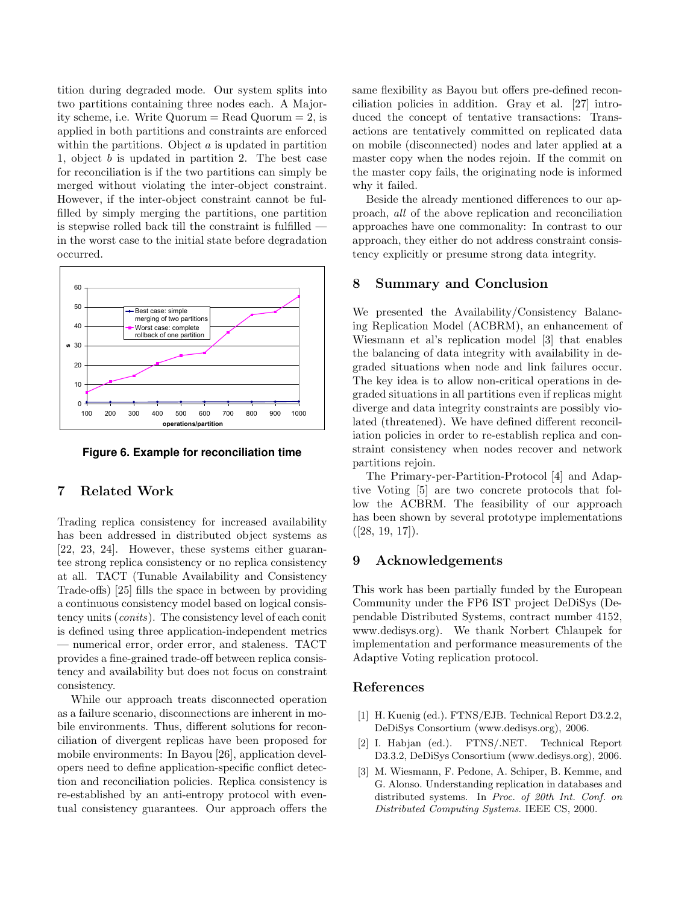tition during degraded mode. Our system splits into two partitions containing three nodes each. A Majority scheme, i.e. Write Quorum = Read Quorum = 2, is applied in both partitions and constraints are enforced within the partitions. Object $a$ is updated in partition 1, object $b$ is updated in partition 2. The best case for reconciliation is if the two partitions can simply be merged without violating the inter-object constraint. However, if the inter-object constraint cannot be fulfilled by simply merging the partitions, one partition is stepwise rolled back till the constraint is fulfilled — in the worst case to the initial state before degradation occurred.

60
50
40
30
20
10
0
s
100 200 300 400 500 600 700 800 900 1000
operations/partition
Best case: simple merging of two partitions
Worst case: complete rollback of one partition

**Figure 6. Example for reconciliation time**

## 7 Related Work

Trading replica consistency for increased availability has been addressed in distributed object systems as [22, 23, 24]. However, these systems either guarantee strong replica consistency or no replica consistency at all. TACT (Tunable Availability and Consistency Trade-offs) [25] fills the space in between by providing a continuous consistency model based on logical consistency units (*conits*). The consistency level of each conit is defined using three application-independent metrics — numerical error, order error, and staleness. TACT provides a fine-grained trade-off between replica consistency and availability but does not focus on constraint consistency.

While our approach treats disconnected operation as a failure scenario, disconnections are inherent in mobile environments. Thus, different solutions for reconciliation of divergent replicas have been proposed for mobile environments: In Bayou [26], application developers need to define application-specific conflict detection and reconciliation policies. Replica consistency is re-established by an anti-entropy protocol with eventual consistency guarantees. Our approach offers the same flexibility as Bayou but offers pre-defined reconciliation policies in addition. Gray et al. [27] introduced the concept of tentative transactions: Transactions are tentatively committed on replicated data on mobile (disconnected) nodes and later applied at a master copy when the nodes rejoin. If the commit on the master copy fails, the originating node is informed why it failed.

Beside the already mentioned differences to our approach, *all* of the above replication and reconciliation approaches have one commonality: In contrast to our approach, they either do not address constraint consistency explicitly or presume strong data integrity.

## 8 Summary and Conclusion

We presented the Availability/Consistency Balancing Replication Model (ACBRM), an enhancement of Wiesmann et al's replication model [3] that enables the balancing of data integrity with availability in degraded situations when node and link failures occur. The key idea is to allow non-critical operations in degraded situations in all partitions even if replicas might diverge and data integrity constraints are possibly violated (threatened). We have defined different reconciliation policies in order to re-establish replica and constraint consistency when nodes recover and network partitions rejoin.

The Primary-per-Partition-Protocol [4] and Adaptive Voting [5] are two concrete protocols that follow the ACBRM. The feasibility of our approach has been shown by several prototype implementations ([28, 19, 17]).

## 9 Acknowledgements

This work has been partially funded by the European Community under the FP6 IST project DeDiSys (Dependable Distributed Systems, contract number 4152, www.dedisys.org). We thank Norbert Chlaupek for implementation and performance measurements of the Adaptive Voting replication protocol.

## References

[1] H. Kuenig (ed.). FTNS/EJB. Technical Report D3.2.2, DeDiSys Consortium (www.dedisys.org), 2006.

[2] I. Habjan (ed.). FTNS/.NET. Technical Report D3.3.2, DeDiSys Consortium (www.dedisys.org), 2006.

[3] M. Wiesmann, F. Pedone, A. Schiper, B. Kemme, and G. Alonso. Understanding replication in databases and distributed systems. In *Proc. of 20th Int. Conf. on Distributed Computing Systems*. IEEE CS, 2000.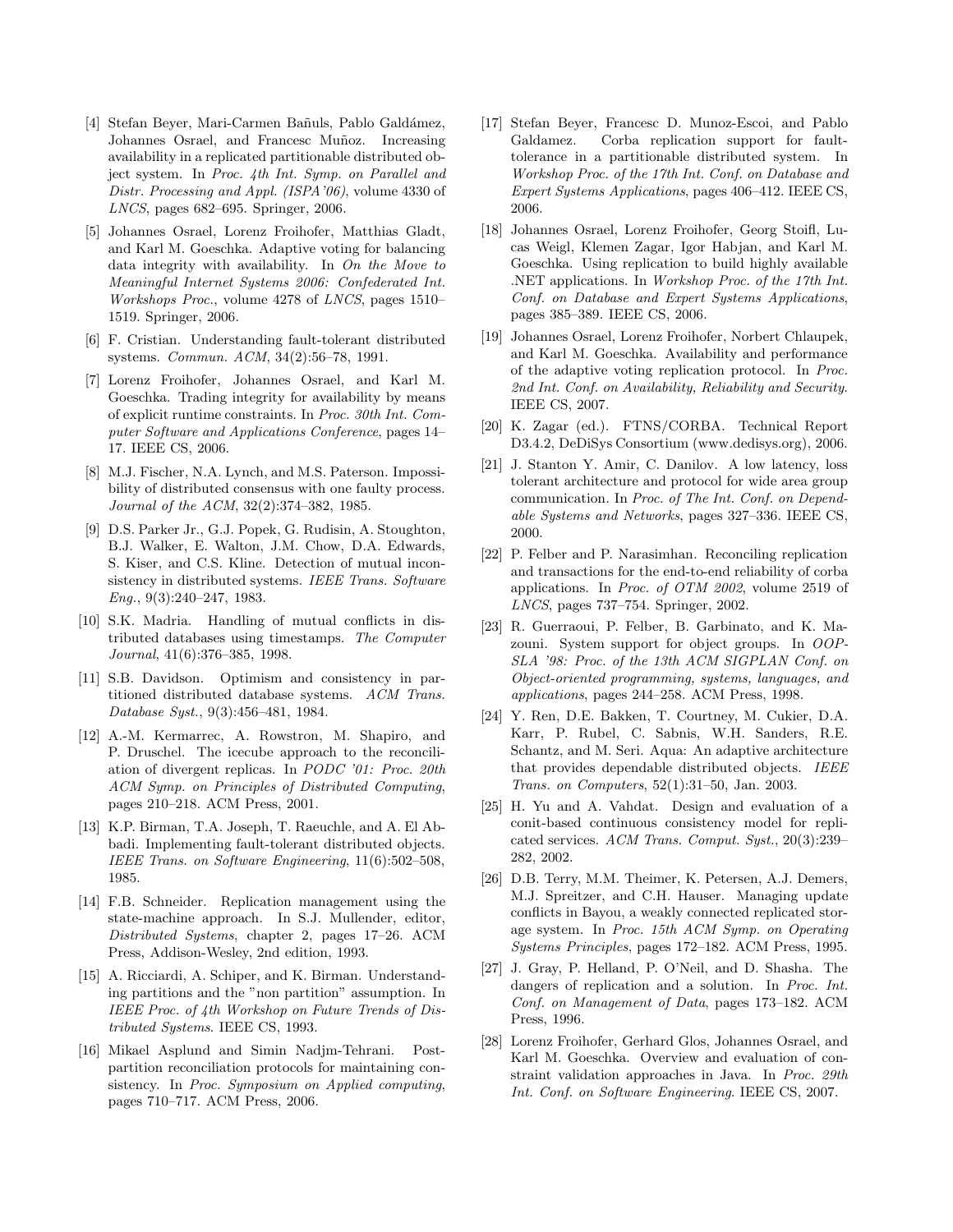[4] Stefan Beyer, Mari-Carmen Bañuls, Pablo Galdámez, Johannes Osrael, and Francesc Muñoz. Increasing availability in a replicated partitionable distributed object system. In *Proc. 4th Int. Symp. on Parallel and Distr. Processing and Appl. (ISPA'06)*, volume 4330 of *LNCS*, pages 682–695. Springer, 2006.

[5] Johannes Osrael, Lorenz Froihofer, Matthias Gladt, and Karl M. Goeschka. Adaptive voting for balancing data integrity with availability. In *On the Move to Meaningful Internet Systems 2006: Confederated Int. Workshops Proc.*, volume 4278 of *LNCS*, pages 1510–1519. Springer, 2006.

[6] F. Cristian. Understanding fault-tolerant distributed systems. *Commun. ACM*, 34(2):56–78, 1991.

[7] Lorenz Froihofer, Johannes Osrael, and Karl M. Goeschka. Trading integrity for availability by means of explicit runtime constraints. In *Proc. 30th Int. Computer Software and Applications Conference*, pages 14–17. IEEE CS, 2006.

[8] M.J. Fischer, N.A. Lynch, and M.S. Paterson. Impossibility of distributed consensus with one faulty process. *Journal of the ACM*, 32(2):374–382, 1985.

[9] D.S. Parker Jr., G.J. Popek, G. Rudisin, A. Stoughton, B.J. Walker, E. Walton, J.M. Chow, D.A. Edwards, S. Kiser, and C.S. Kline. Detection of mutual inconsistency in distributed systems. *IEEE Trans. Software Eng.*, 9(3):240–247, 1983.

[10] S.K. Madria. Handling of mutual conflicts in distributed databases using timestamps. *The Computer Journal*, 41(6):376–385, 1998.

[11] S.B. Davidson. Optimism and consistency in partitioned distributed database systems. *ACM Trans. Database Syst.*, 9(3):456–481, 1984.

[12] A.-M. Kermarrec, A. Rowstron, M. Shapiro, and P. Druschel. The icecube approach to the reconciliation of divergent replicas. In *PODC '01: Proc. 20th ACM Symp. on Principles of Distributed Computing*, pages 210–218. ACM Press, 2001.

[13] K.P. Birman, T.A. Joseph, T. Raeuchle, and A. El Abbadi. Implementing fault-tolerant distributed objects. *IEEE Trans. on Software Engineering*, 11(6):502–508, 1985.

[14] F.B. Schneider. Replication management using the state-machine approach. In S.J. Mullender, editor, *Distributed Systems*, chapter 2, pages 17–26. ACM Press, Addison-Wesley, 2nd edition, 1993.

[15] A. Ricciardi, A. Schiper, and K. Birman. Understanding partitions and the "non partition" assumption. In *IEEE Proc. of 4th Workshop on Future Trends of Distributed Systems*. IEEE CS, 1993.

[16] Mikael Asplund and Simin Nadjm-Tehrani. Post-partition reconciliation protocols for maintaining consistency. In *Proc. Symposium on Applied computing*, pages 710–717. ACM Press, 2006.

[17] Stefan Beyer, Francesc D. Munoz-Escoi, and Pablo Galdamez. Corba replication support for fault-tolerance in a partitionable distributed system. In *Workshop Proc. of the 17th Int. Conf. on Database and Expert Systems Applications*, pages 406–412. IEEE CS, 2006.

[18] Johannes Osrael, Lorenz Froihofer, Georg Stoifl, Lucas Weigl, Klemen Zagar, Igor Habjan, and Karl M. Goeschka. Using replication to build highly available .NET applications. In *Workshop Proc. of the 17th Int. Conf. on Database and Expert Systems Applications*, pages 385–389. IEEE CS, 2006.

[19] Johannes Osrael, Lorenz Froihofer, Norbert Chlaupek, and Karl M. Goeschka. Availability and performance of the adaptive voting replication protocol. In *Proc. 2nd Int. Conf. on Availability, Reliability and Security*. IEEE CS, 2007.

[20] K. Zagar (ed.). FTNS/CORBA. Technical Report D3.4.2, DeDiSys Consortium (www.dedisys.org), 2006.

[21] J. Stanton Y. Amir, C. Danilov. A low latency, loss tolerant architecture and protocol for wide area group communication. In *Proc. of The Int. Conf. on Dependable Systems and Networks*, pages 327–336. IEEE CS, 2000.

[22] P. Felber and P. Narasimhan. Reconciling replication and transactions for the end-to-end reliability of corba applications. In *Proc. of OTM 2002*, volume 2519 of *LNCS*, pages 737–754. Springer, 2002.

[23] R. Guerraoui, P. Felber, B. Garbinato, and K. Mazouni. System support for object groups. In *OOPSLA '98: Proc. of the 13th ACM SIGPLAN Conf. on Object-oriented programming, systems, languages, and applications*, pages 244–258. ACM Press, 1998.

[24] Y. Ren, D.E. Bakken, T. Courtney, M. Cukier, D.A. Karr, P. Rubel, C. Sabnis, W.H. Sanders, R.E. Schantz, and M. Seri. Aqua: An adaptive architecture that provides dependable distributed objects. *IEEE Trans. on Computers*, 52(1):31–50, Jan. 2003.

[25] H. Yu and A. Vahdat. Design and evaluation of a conit-based continuous consistency model for replicated services. *ACM Trans. Comput. Syst.*, 20(3):239–282, 2002.

[26] D.B. Terry, M.M. Theimer, K. Petersen, A.J. Demers, M.J. Spreitzer, and C.H. Hauser. Managing update conflicts in Bayou, a weakly connected replicated storage system. In *Proc. 15th ACM Symp. on Operating Systems Principles*, pages 172–182. ACM Press, 1995.

[27] J. Gray, P. Helland, P. O'Neil, and D. Shasha. The dangers of replication and a solution. In *Proc. Int. Conf. on Management of Data*, pages 173–182. ACM Press, 1996.

[28] Lorenz Froihofer, Gerhard Glos, Johannes Osrael, and Karl M. Goeschka. Overview and evaluation of constraint validation approaches in Java. In *Proc. 29th Int. Conf. on Software Engineering*. IEEE CS, 2007.